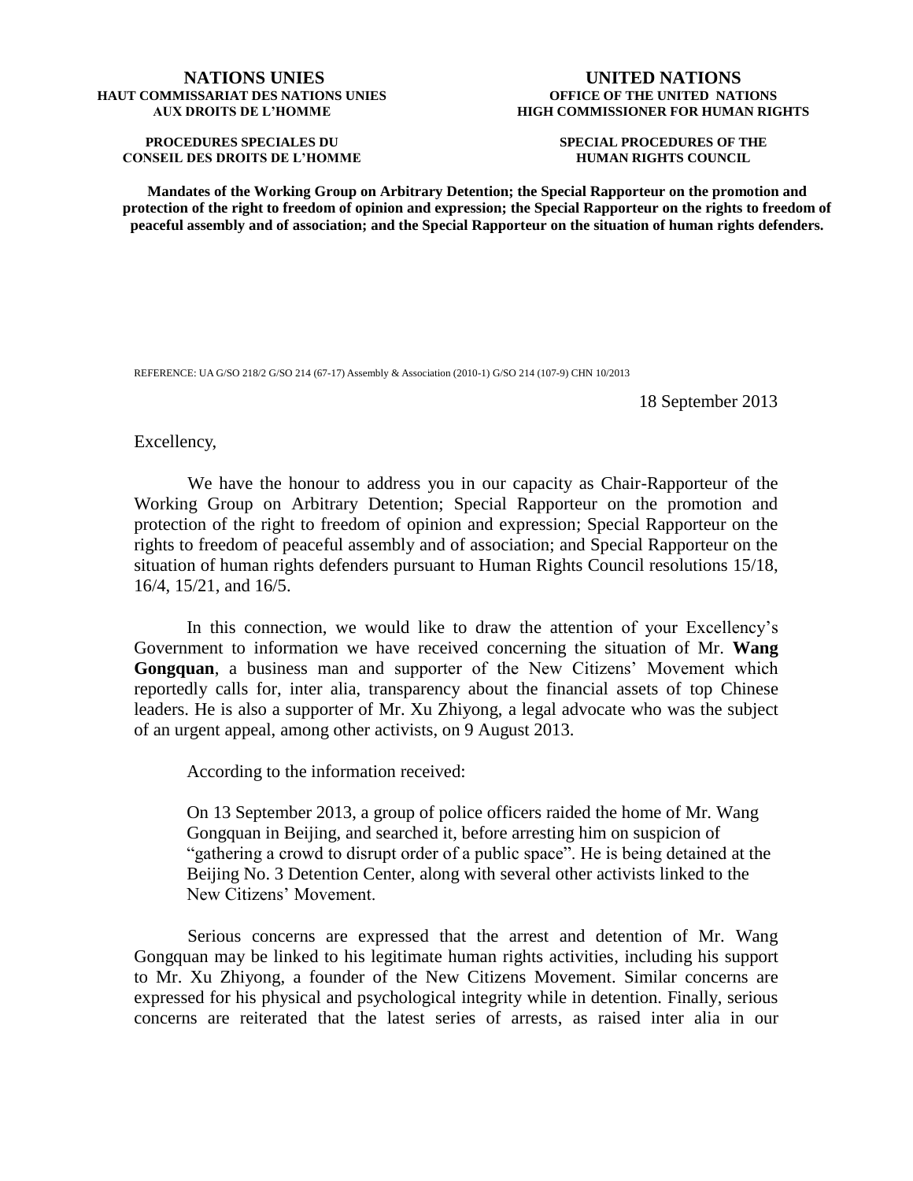**NATIONS UNIES**
**HAUT COMMISSARIAT DES NATIONS UNIES AUX DROITS DE L'HOMME**

**PROCEDURES SPECIALES DU CONSEIL DES DROITS DE L'HOMME**

**UNITED NATIONS**
**OFFICE OF THE UNITED NATIONS HIGH COMMISSIONER FOR HUMAN RIGHTS**

**SPECIAL PROCEDURES OF THE HUMAN RIGHTS COUNCIL**

**Mandates of the Working Group on Arbitrary Detention; the Special Rapporteur on the promotion and protection of the right to freedom of opinion and expression; the Special Rapporteur on the rights to freedom of peaceful assembly and of association; and the Special Rapporteur on the situation of human rights defenders.**

REFERENCE: UA G/SO 218/2 G/SO 214 (67-17) Assembly & Association (2010-1) G/SO 214 (107-9) CHN 10/2013

18 September 2013

Excellency,

We have the honour to address you in our capacity as Chair-Rapporteur of the Working Group on Arbitrary Detention; Special Rapporteur on the promotion and protection of the right to freedom of opinion and expression; Special Rapporteur on the rights to freedom of peaceful assembly and of association; and Special Rapporteur on the situation of human rights defenders pursuant to Human Rights Council resolutions 15/18, 16/4, 15/21, and 16/5.

In this connection, we would like to draw the attention of your Excellency's Government to information we have received concerning the situation of Mr. **Wang Gongquan**, a business man and supporter of the New Citizens' Movement which reportedly calls for, inter alia, transparency about the financial assets of top Chinese leaders. He is also a supporter of Mr. Xu Zhiyong, a legal advocate who was the subject of an urgent appeal, among other activists, on 9 August 2013.

According to the information received:

> On 13 September 2013, a group of police officers raided the home of Mr. Wang Gongquan in Beijing, and searched it, before arresting him on suspicion of "gathering a crowd to disrupt order of a public space". He is being detained at the Beijing No. 3 Detention Center, along with several other activists linked to the New Citizens' Movement.

Serious concerns are expressed that the arrest and detention of Mr. Wang Gongquan may be linked to his legitimate human rights activities, including his support to Mr. Xu Zhiyong, a founder of the New Citizens Movement. Similar concerns are expressed for his physical and psychological integrity while in detention. Finally, serious concerns are reiterated that the latest series of arrests, as raised inter alia in our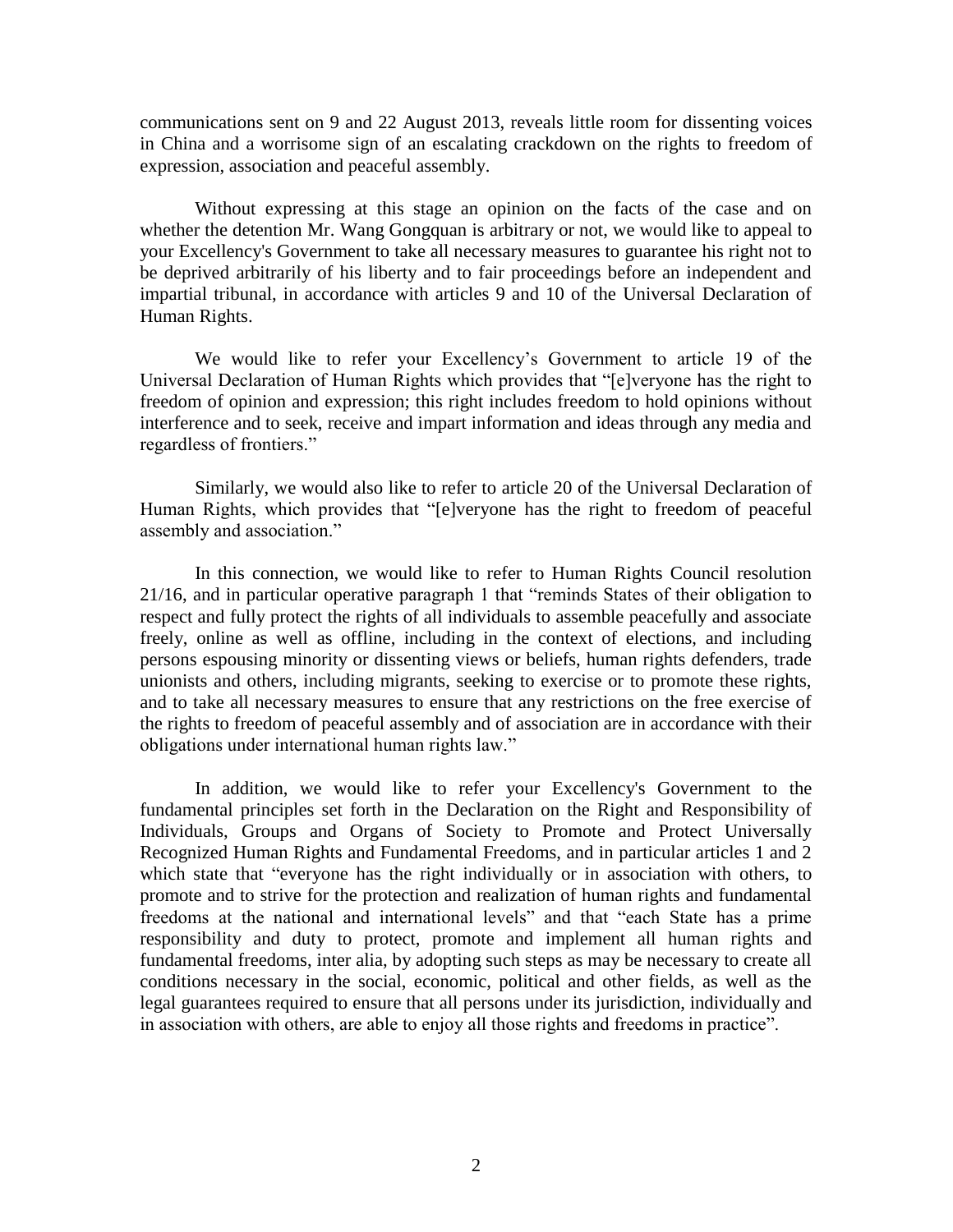communications sent on 9 and 22 August 2013, reveals little room for dissenting voices in China and a worrisome sign of an escalating crackdown on the rights to freedom of expression, association and peaceful assembly.

Without expressing at this stage an opinion on the facts of the case and on whether the detention Mr. Wang Gongquan is arbitrary or not, we would like to appeal to your Excellency's Government to take all necessary measures to guarantee his right not to be deprived arbitrarily of his liberty and to fair proceedings before an independent and impartial tribunal, in accordance with articles 9 and 10 of the Universal Declaration of Human Rights.

We would like to refer your Excellency's Government to article 19 of the Universal Declaration of Human Rights which provides that "[e]veryone has the right to freedom of opinion and expression; this right includes freedom to hold opinions without interference and to seek, receive and impart information and ideas through any media and regardless of frontiers."

Similarly, we would also like to refer to article 20 of the Universal Declaration of Human Rights, which provides that "[e]veryone has the right to freedom of peaceful assembly and association."

In this connection, we would like to refer to Human Rights Council resolution 21/16, and in particular operative paragraph 1 that "reminds States of their obligation to respect and fully protect the rights of all individuals to assemble peacefully and associate freely, online as well as offline, including in the context of elections, and including persons espousing minority or dissenting views or beliefs, human rights defenders, trade unionists and others, including migrants, seeking to exercise or to promote these rights, and to take all necessary measures to ensure that any restrictions on the free exercise of the rights to freedom of peaceful assembly and of association are in accordance with their obligations under international human rights law."

In addition, we would like to refer your Excellency's Government to the fundamental principles set forth in the Declaration on the Right and Responsibility of Individuals, Groups and Organs of Society to Promote and Protect Universally Recognized Human Rights and Fundamental Freedoms, and in particular articles 1 and 2 which state that "everyone has the right individually or in association with others, to promote and to strive for the protection and realization of human rights and fundamental freedoms at the national and international levels" and that "each State has a prime responsibility and duty to protect, promote and implement all human rights and fundamental freedoms, inter alia, by adopting such steps as may be necessary to create all conditions necessary in the social, economic, political and other fields, as well as the legal guarantees required to ensure that all persons under its jurisdiction, individually and in association with others, are able to enjoy all those rights and freedoms in practice".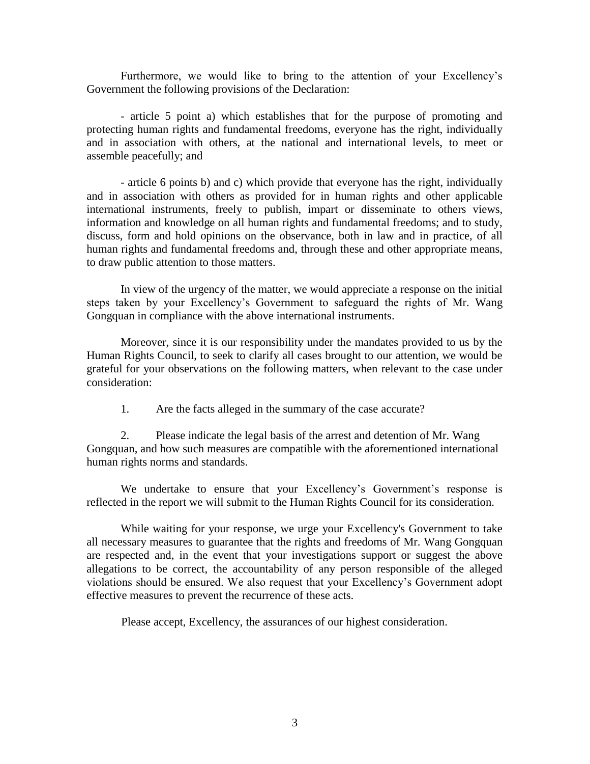Furthermore, we would like to bring to the attention of your Excellency's Government the following provisions of the Declaration:

- article 5 point a) which establishes that for the purpose of promoting and protecting human rights and fundamental freedoms, everyone has the right, individually and in association with others, at the national and international levels, to meet or assemble peacefully; and

- article 6 points b) and c) which provide that everyone has the right, individually and in association with others as provided for in human rights and other applicable international instruments, freely to publish, impart or disseminate to others views, information and knowledge on all human rights and fundamental freedoms; and to study, discuss, form and hold opinions on the observance, both in law and in practice, of all human rights and fundamental freedoms and, through these and other appropriate means, to draw public attention to those matters.

In view of the urgency of the matter, we would appreciate a response on the initial steps taken by your Excellency's Government to safeguard the rights of Mr. Wang Gongquan in compliance with the above international instruments.

Moreover, since it is our responsibility under the mandates provided to us by the Human Rights Council, to seek to clarify all cases brought to our attention, we would be grateful for your observations on the following matters, when relevant to the case under consideration:

1. Are the facts alleged in the summary of the case accurate?

2. Please indicate the legal basis of the arrest and detention of Mr. Wang Gongquan, and how such measures are compatible with the aforementioned international human rights norms and standards.

We undertake to ensure that your Excellency's Government's response is reflected in the report we will submit to the Human Rights Council for its consideration.

While waiting for your response, we urge your Excellency's Government to take all necessary measures to guarantee that the rights and freedoms of Mr. Wang Gongquan are respected and, in the event that your investigations support or suggest the above allegations to be correct, the accountability of any person responsible of the alleged violations should be ensured. We also request that your Excellency's Government adopt effective measures to prevent the recurrence of these acts.

Please accept, Excellency, the assurances of our highest consideration.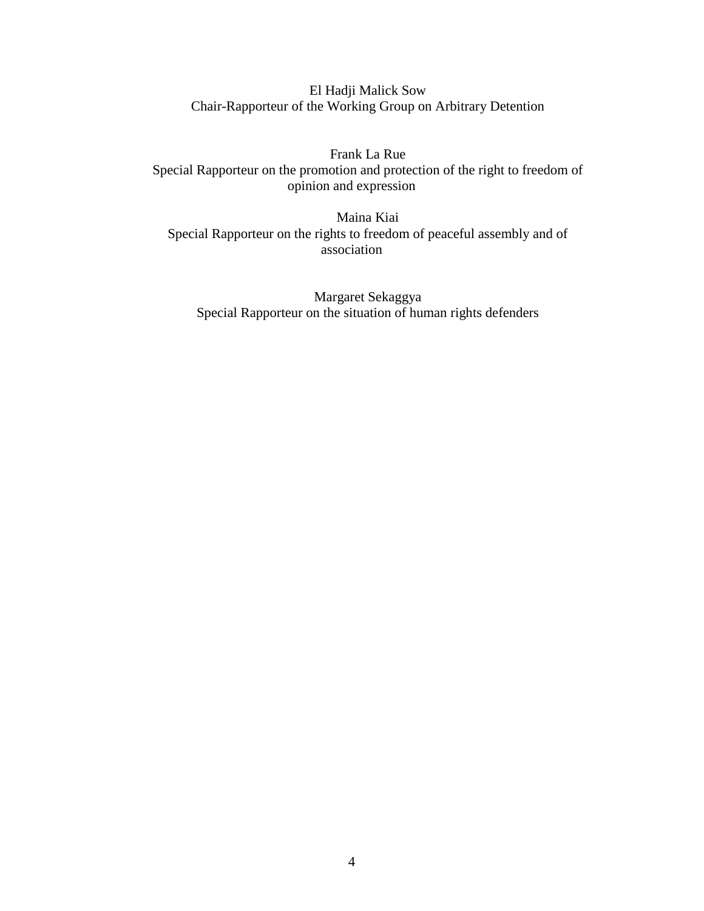El Hadji Malick Sow
Chair-Rapporteur of the Working Group on Arbitrary Detention

Frank La Rue
Special Rapporteur on the promotion and protection of the right to freedom of opinion and expression

Maina Kiai
Special Rapporteur on the rights to freedom of peaceful assembly and of association

Margaret Sekaggya
Special Rapporteur on the situation of human rights defenders